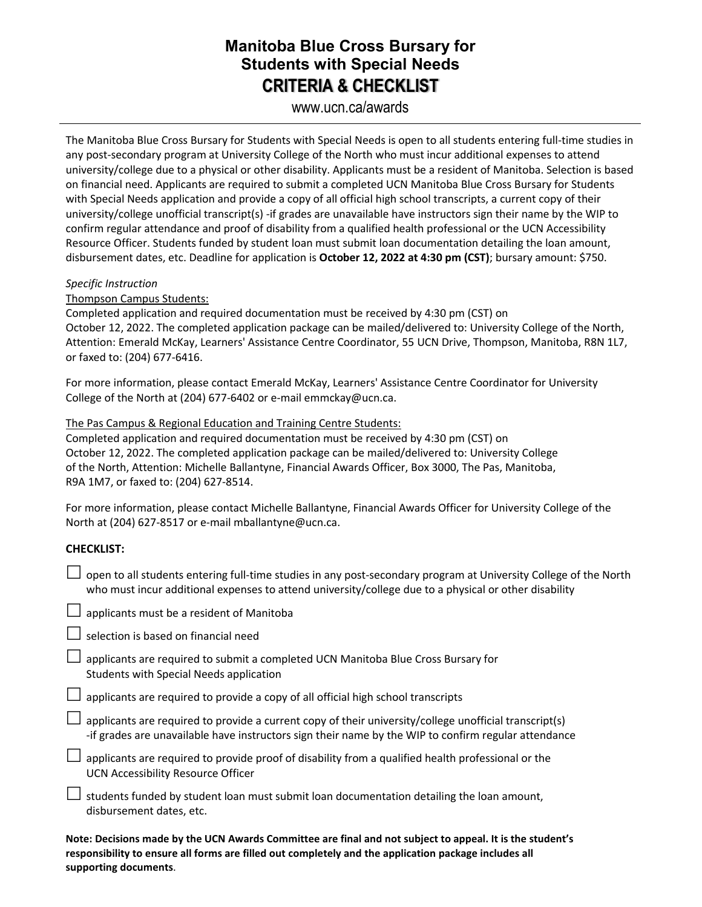# Manitoba Blue Cross Bursary for Students with Special Needs
## CRITERIA & CHECKLIST

www.ucn.ca/awards

---

The Manitoba Blue Cross Bursary for Students with Special Needs is open to all students entering full-time studies in any post-secondary program at University College of the North who must incur additional expenses to attend university/college due to a physical or other disability. Applicants must be a resident of Manitoba. Selection is based on financial need. Applicants are required to submit a completed UCN Manitoba Blue Cross Bursary for Students with Special Needs application and provide a copy of all official high school transcripts, a current copy of their university/college unofficial transcript(s) -if grades are unavailable have instructors sign their name by the WIP to confirm regular attendance and proof of disability from a qualified health professional or the UCN Accessibility Resource Officer. Students funded by student loan must submit loan documentation detailing the loan amount, disbursement dates, etc. Deadline for application is **October 12, 2022 at 4:30 pm (CST)**; bursary amount: $750.

*Specific Instruction*

Thompson Campus Students:

Completed application and required documentation must be received by 4:30 pm (CST) on October 12, 2022. The completed application package can be mailed/delivered to: University College of the North, Attention: Emerald McKay, Learners' Assistance Centre Coordinator, 55 UCN Drive, Thompson, Manitoba, R8N 1L7, or faxed to: (204) 677-6416.

For more information, please contact Emerald McKay, Learners' Assistance Centre Coordinator for University College of the North at (204) 677-6402 or e-mail emmckay@ucn.ca.

The Pas Campus & Regional Education and Training Centre Students:

Completed application and required documentation must be received by 4:30 pm (CST) on October 12, 2022. The completed application package can be mailed/delivered to: University College of the North, Attention: Michelle Ballantyne, Financial Awards Officer, Box 3000, The Pas, Manitoba, R9A 1M7, or faxed to: (204) 627-8514.

For more information, please contact Michelle Ballantyne, Financial Awards Officer for University College of the North at (204) 627-8517 or e-mail mballantyne@ucn.ca.

**CHECKLIST:**

- ☐ open to all students entering full-time studies in any post-secondary program at University College of the North who must incur additional expenses to attend university/college due to a physical or other disability
- ☐ applicants must be a resident of Manitoba
- ☐ selection is based on financial need
- ☐ applicants are required to submit a completed UCN Manitoba Blue Cross Bursary for Students with Special Needs application
- ☐ applicants are required to provide a copy of all official high school transcripts
- ☐ applicants are required to provide a current copy of their university/college unofficial transcript(s) -if grades are unavailable have instructors sign their name by the WIP to confirm regular attendance
- ☐ applicants are required to provide proof of disability from a qualified health professional or the UCN Accessibility Resource Officer
- ☐ students funded by student loan must submit loan documentation detailing the loan amount, disbursement dates, etc.

**Note: Decisions made by the UCN Awards Committee are final and not subject to appeal. It is the student's responsibility to ensure all forms are filled out completely and the application package includes all supporting documents**.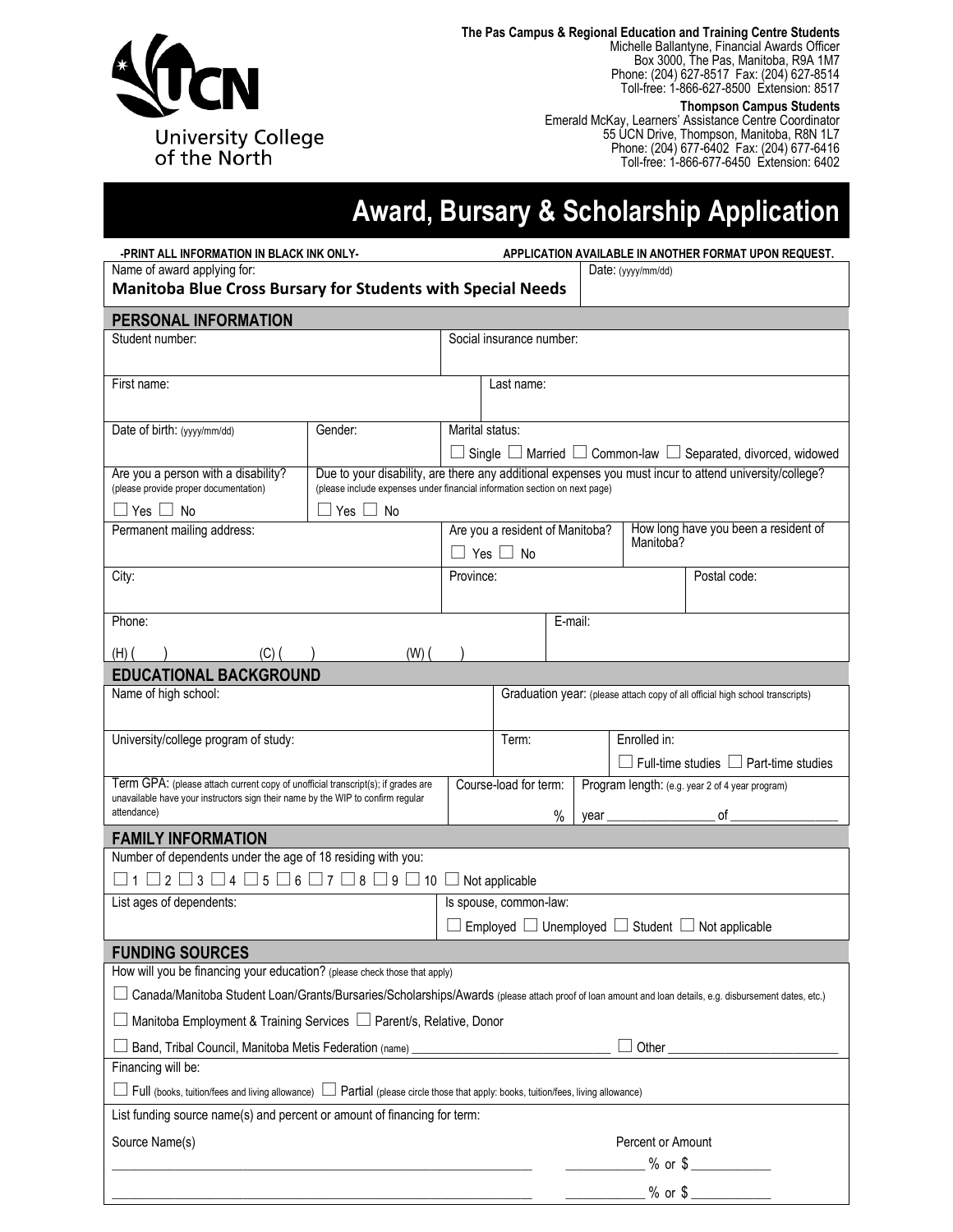University College of the North

**The Pas Campus & Regional Education and Training Centre Students**
Michelle Ballantyne, Financial Awards Officer
Box 3000, The Pas, Manitoba, R9A 1M7
Phone: (204) 627-8517 Fax: (204) 627-8514
Toll-free: 1-866-627-8500 Extension: 8517

**Thompson Campus Students**
Emerald McKay, Learners' Assistance Centre Coordinator
55 UCN Drive, Thompson, Manitoba, R8N 1L7
Phone: (204) 677-6402 Fax: (204) 677-6416
Toll-free: 1-866-677-6450 Extension: 6402

# Award, Bursary & Scholarship Application

**-PRINT ALL INFORMATION IN BLACK INK ONLY-** **APPLICATION AVAILABLE IN ANOTHER FORMAT UPON REQUEST.**

| Name of award applying for: | Date: (yyyy/mm/dd) |
|---|---|
| **Manitoba Blue Cross Bursary for Students with Special Needs** | |

## PERSONAL INFORMATION

| Student number: | Social insurance number: |
|---|---|
| | |

| First name: | Last name: |
|---|---|
| | |

| Date of birth: (yyyy/mm/dd) | Gender: | Marital status: ☐ Single ☐ Married ☐ Common-law ☐ Separated, divorced, widowed |
|---|---|---|
| | | |

| Are you a person with a disability? (please provide proper documentation) | Due to your disability, are there any additional expenses you must incur to attend university/college? (please include expenses under financial information section on next page) |
|---|---|
| ☐ Yes ☐ No | ☐ Yes ☐ No |

| Permanent mailing address: | Are you a resident of Manitoba? ☐ Yes ☐ No | How long have you been a resident of Manitoba? |
|---|---|---|
| | | |

| City: | Province: | Postal code: |
|---|---|---|
| | | |

| Phone: (H) ( ) (C) ( ) (W) ( ) | E-mail: |
|---|---|
| | |

## EDUCATIONAL BACKGROUND

| Name of high school: | Graduation year: (please attach copy of all official high school transcripts) |
|---|---|
| | |

| University/college program of study: | Term: | Enrolled in: ☐ Full-time studies ☐ Part-time studies |
|---|---|---|
| | | |

| Term GPA: (please attach current copy of unofficial transcript(s); if grades are unavailable have your instructors sign their name by the WIP to confirm regular attendance) | Course-load for term: % | Program length: (e.g. year 2 of 4 year program) year ________ of ________ |
|---|---|---|
| | | |

## FAMILY INFORMATION

Number of dependents under the age of 18 residing with you:

☐ 1 ☐ 2 ☐ 3 ☐ 4 ☐ 5 ☐ 6 ☐ 7 ☐ 8 ☐ 9 ☐ 10 ☐ Not applicable

| List ages of dependents: | Is spouse, common-law: ☐ Employed ☐ Unemployed ☐ Student ☐ Not applicable |
|---|---|
| | |

## FUNDING SOURCES

How will you be financing your education? (please check those that apply)

☐ Canada/Manitoba Student Loan/Grants/Bursaries/Scholarships/Awards (please attach proof of loan amount and loan details, e.g. disbursement dates, etc.)

☐ Manitoba Employment & Training Services ☐ Parent/s, Relative, Donor

☐ Band, Tribal Council, Manitoba Metis Federation (name) ________________________ ☐ Other ________________________

Financing will be:

☐ Full (books, tuition/fees and living allowance) ☐ Partial (please circle those that apply: books, tuition/fees, living allowance)

List funding source name(s) and percent or amount of financing for term:

| Source Name(s) | Percent or Amount |
|---|---|
| ________________________ | ________ % or $ ________ |
| ________________________ | ________ % or $ ________ |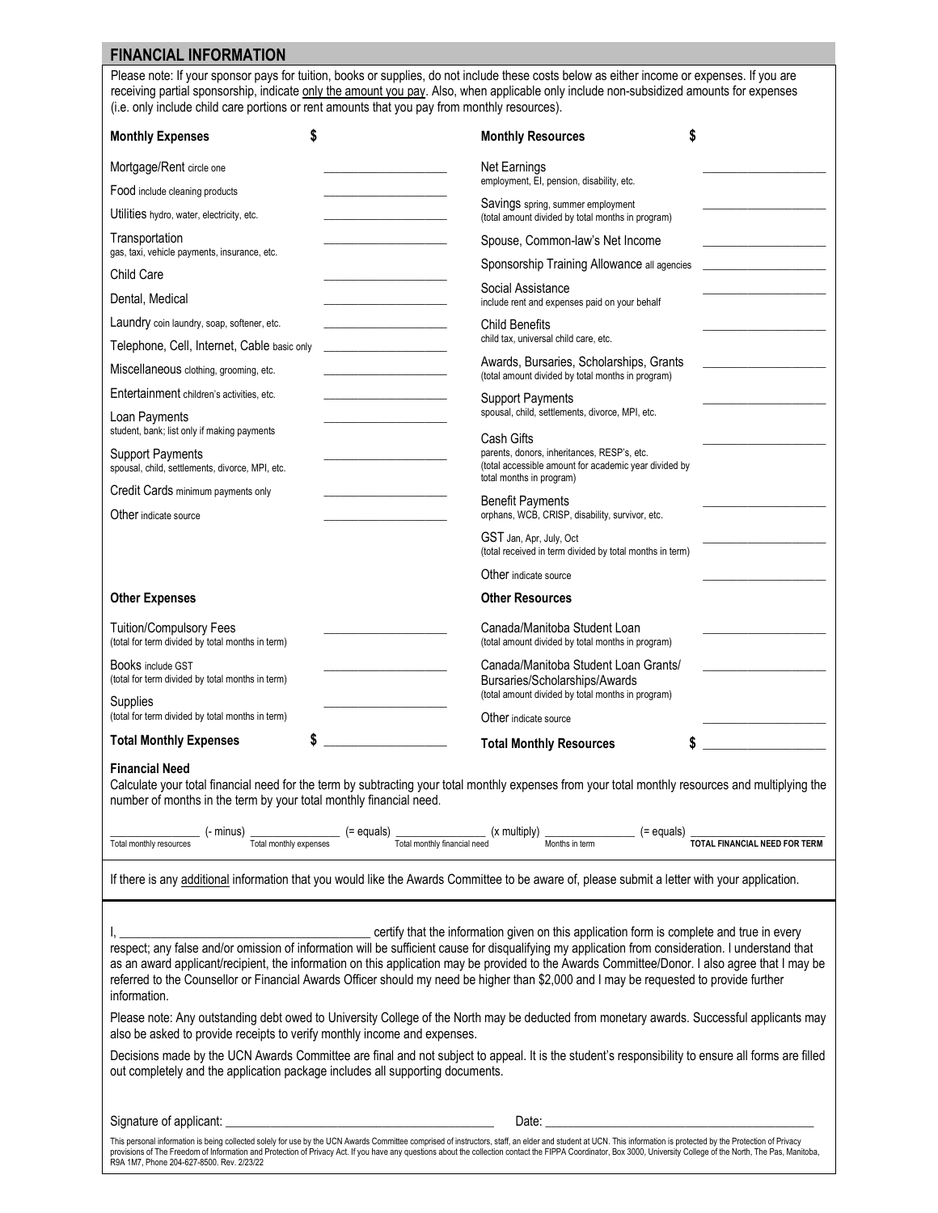## FINANCIAL INFORMATION

Please note: If your sponsor pays for tuition, books or supplies, do not include these costs below as either income or expenses. If you are receiving partial sponsorship, indicate only the amount you pay. Also, when applicable only include non-subsidized amounts for expenses (i.e. only include child care portions or rent amounts that you pay from monthly resources).

| **Monthly Expenses** | **$** | **Monthly Resources** | **$** |
|---|---|---|---|
| Mortgage/Rent circle one | ________ | Net Earnings employment, EI, pension, disability, etc. | ________ |
| Food include cleaning products | ________ | Savings spring, summer employment (total amount divided by total months in program) | ________ |
| Utilities hydro, water, electricity, etc. | ________ | Spouse, Common-law's Net Income | ________ |
| Transportation gas, taxi, vehicle payments, insurance, etc. | ________ | Sponsorship Training Allowance all agencies | ________ |
| Child Care | ________ | Social Assistance include rent and expenses paid on your behalf | ________ |
| Dental, Medical | ________ | Child Benefits child tax, universal child care, etc. | ________ |
| Laundry coin laundry, soap, softener, etc. | ________ | Awards, Bursaries, Scholarships, Grants (total amount divided by total months in program) | ________ |
| Telephone, Cell, Internet, Cable basic only | ________ | Support Payments spousal, child, settlements, divorce, MPI, etc. | ________ |
| Miscellaneous clothing, grooming, etc. | ________ | Cash Gifts parents, donors, inheritances, RESP's, etc. (total accessible amount for academic year divided by total months in program) | ________ |
| Entertainment children's activities, etc. | ________ | Benefit Payments orphans, WCB, CRISP, disability, survivor, etc. | ________ |
| Loan Payments student, bank; list only if making payments | ________ | GST Jan, Apr, July, Oct (total received in term divided by total months in term) | ________ |
| Support Payments spousal, child, settlements, divorce, MPI, etc. | ________ | Other indicate source | ________ |
| Credit Cards minimum payments only | ________ | | |
| Other indicate source | ________ | | |
| **Other Expenses** | | **Other Resources** | |
| Tuition/Compulsory Fees (total for term divided by total months in term) | ________ | Canada/Manitoba Student Loan (total amount divided by total months in program) | ________ |
| Books include GST (total for term divided by total months in term) | ________ | Canada/Manitoba Student Loan Grants/ Bursaries/Scholarships/Awards (total amount divided by total months in program) | ________ |
| Supplies (total for term divided by total months in term) | ________ | Other indicate source | ________ |
| **Total Monthly Expenses** | $ ________ | **Total Monthly Resources** | $ ________ |

**Financial Need**

Calculate your total financial need for the term by subtracting your total monthly expenses from your total monthly resources and multiplying the number of months in the term by your total monthly financial need.

________ (- minus) ________ (= equals) ________ (x multiply) ________ (= equals) ________

Total monthly resources — Total monthly expenses — Total monthly financial need — Months in term — **TOTAL FINANCIAL NEED FOR TERM**

If there is any additional information that you would like the Awards Committee to be aware of, please submit a letter with your application.

I, ______________________________ certify that the information given on this application form is complete and true in every respect; any false and/or omission of information will be sufficient cause for disqualifying my application from consideration. I understand that as an award applicant/recipient, the information on this application may be provided to the Awards Committee/Donor. I also agree that I may be referred to the Counsellor or Financial Awards Officer should my need be higher than $2,000 and I may be requested to provide further information.

Please note: Any outstanding debt owed to University College of the North may be deducted from monetary awards. Successful applicants may also be asked to provide receipts to verify monthly income and expenses.

Decisions made by the UCN Awards Committee are final and not subject to appeal. It is the student's responsibility to ensure all forms are filled out completely and the application package includes all supporting documents.

Signature of applicant: ______________________________ Date: ______________________________

This personal information is being collected solely for use by the UCN Awards Committee comprised of instructors, staff, an elder and student at UCN. This information is protected by the Protection of Privacy provisions of The Freedom of Information and Protection of Privacy Act. If you have any questions about the collection contact the FIPPA Coordinator, Box 3000, University College of the North, The Pas, Manitoba, R9A 1M7, Phone 204-627-8500. Rev. 2/23/22